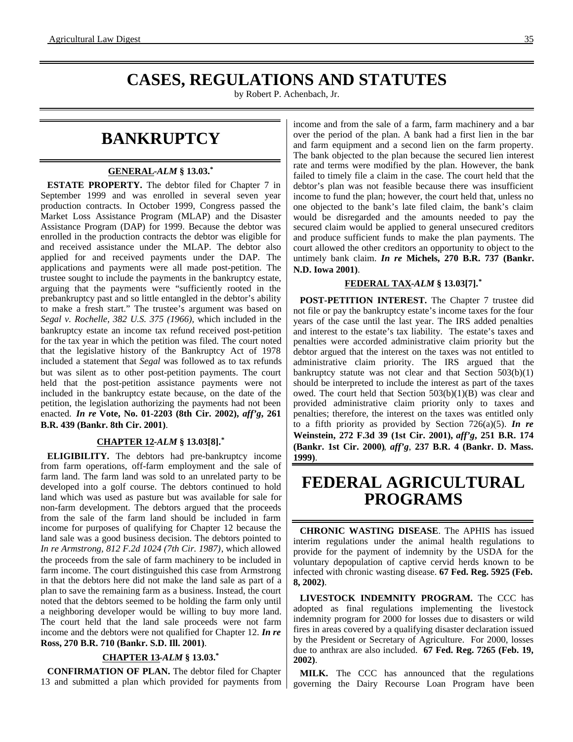# CASES, REGULATIONS AND STATUTES

by Robert P. Achenbach, Jr.

## BANKRUPTCY

### GENERAL-*ALM* § 13.03.*

**ESTATE PROPERTY.** The debtor filed for Chapter 7 in September 1999 and was enrolled in several seven year production contracts. In October 1999, Congress passed the Market Loss Assistance Program (MLAP) and the Disaster Assistance Program (DAP) for 1999. Because the debtor was enrolled in the production contracts the debtor was eligible for and received assistance under the MLAP. The debtor also applied for and received payments under the DAP. The applications and payments were all made post-petition. The trustee sought to include the payments in the bankruptcy estate, arguing that the payments were "sufficiently rooted in the prebankruptcy past and so little entangled in the debtor's ability to make a fresh start." The trustee's argument was based on *Segal v. Rochelle, 382 U.S. 375 (1966)*, which included in the bankruptcy estate an income tax refund received post-petition for the tax year in which the petition was filed. The court noted that the legislative history of the Bankruptcy Act of 1978 included a statement that *Segal* was followed as to tax refunds but was silent as to other post-petition payments. The court held that the post-petition assistance payments were not included in the bankruptcy estate because, on the date of the petition, the legislation authorizing the payments had not been enacted. ***In re*** **Vote, No. 01-2203 (8th Cir. 2002),** ***aff'g*****, 261 B.R. 439 (Bankr. 8th Cir. 2001)**.

### CHAPTER 12-*ALM* § 13.03[8].*

**ELIGIBILITY.** The debtors had pre-bankruptcy income from farm operations, off-farm employment and the sale of farm land. The farm land was sold to an unrelated party to be developed into a golf course. The debtors continued to hold land which was used as pasture but was available for sale for non-farm development. The debtors argued that the proceeds from the sale of the farm land should be included in farm income for purposes of qualifying for Chapter 12 because the land sale was a good business decision. The debtors pointed to *In re Armstrong, 812 F.2d 1024 (7th Cir. 1987)*, which allowed the proceeds from the sale of farm machinery to be included in farm income. The court distinguished this case from Armstrong in that the debtors here did not make the land sale as part of a plan to save the remaining farm as a business. Instead, the court noted that the debtors seemed to be holding the farm only until a neighboring developer would be willing to buy more land. The court held that the land sale proceeds were not farm income and the debtors were not qualified for Chapter 12. ***In re*** **Ross, 270 B.R. 710 (Bankr. S.D. Ill. 2001)**.

### CHAPTER 13-*ALM* § 13.03.*

**CONFIRMATION OF PLAN.** The debtor filed for Chapter 13 and submitted a plan which provided for payments from income and from the sale of a farm, farm machinery and a bar over the period of the plan. A bank had a first lien in the bar and farm equipment and a second lien on the farm property. The bank objected to the plan because the secured lien interest rate and terms were modified by the plan. However, the bank failed to timely file a claim in the case. The court held that the debtor's plan was not feasible because there was insufficient income to fund the plan; however, the court held that, unless no one objected to the bank's late filed claim, the bank's claim would be disregarded and the amounts needed to pay the secured claim would be applied to general unsecured creditors and produce sufficient funds to make the plan payments. The court allowed the other creditors an opportunity to object to the untimely bank claim. ***In re*** **Michels, 270 B.R. 737 (Bankr. N.D. Iowa 2001)**.

### FEDERAL TAX-*ALM* § 13.03[7].*

**POST-PETITION INTEREST.** The Chapter 7 trustee did not file or pay the bankruptcy estate's income taxes for the four years of the case until the last year. The IRS added penalties and interest to the estate's tax liability. The estate's taxes and penalties were accorded administrative claim priority but the debtor argued that the interest on the taxes was not entitled to administrative claim priority. The IRS argued that the bankruptcy statute was not clear and that Section 503(b)(1) should be interpreted to include the interest as part of the taxes owed. The court held that Section 503(b)(1)(B) was clear and provided administrative claim priority only to taxes and penalties; therefore, the interest on the taxes was entitled only to a fifth priority as provided by Section 726(a)(5). ***In re*** **Weinstein, 272 F.3d 39 (1st Cir. 2001),** ***aff'g*****, 251 B.R. 174 (Bankr. 1st Cir. 2000)**, ***aff'g*****, 237 B.R. 4 (Bankr. D. Mass. 1999)**.

## FEDERAL AGRICULTURAL PROGRAMS

**CHRONIC WASTING DISEASE**. The APHIS has issued interim regulations under the animal health regulations to provide for the payment of indemnity by the USDA for the voluntary depopulation of captive cervid herds known to be infected with chronic wasting disease. **67 Fed. Reg. 5925 (Feb. 8, 2002)**.

**LIVESTOCK INDEMNITY PROGRAM.** The CCC has adopted as final regulations implementing the livestock indemnity program for 2000 for losses due to disasters or wild fires in areas covered by a qualifying disaster declaration issued by the President or Secretary of Agriculture. For 2000, losses due to anthrax are also included. **67 Fed. Reg. 7265 (Feb. 19, 2002)**.

**MILK.** The CCC has announced that the regulations governing the Dairy Recourse Loan Program have been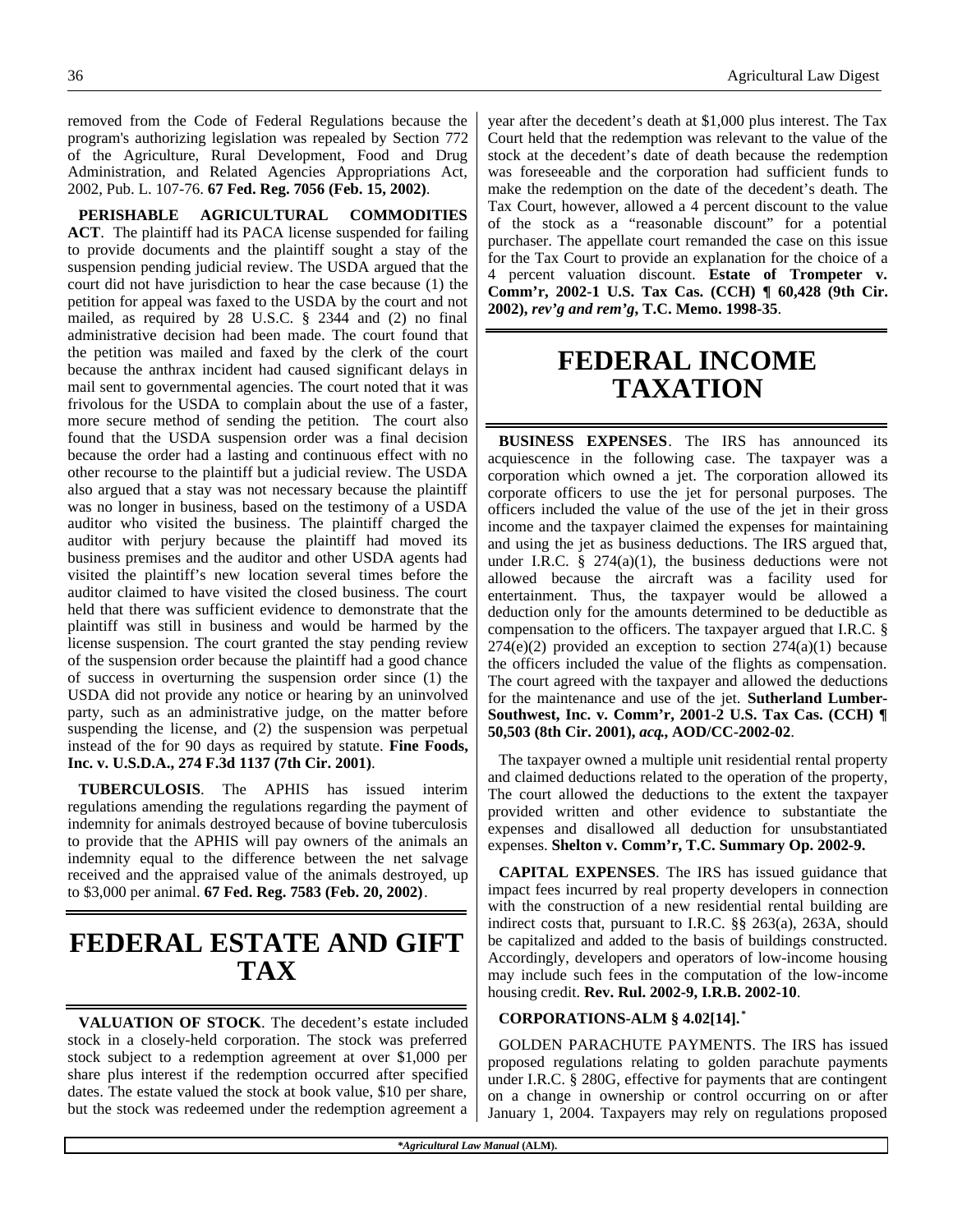removed from the Code of Federal Regulations because the program's authorizing legislation was repealed by Section 772 of the Agriculture, Rural Development, Food and Drug Administration, and Related Agencies Appropriations Act, 2002, Pub. L. 107-76. **67 Fed. Reg. 7056 (Feb. 15, 2002)**.

**PERISHABLE AGRICULTURAL COMMODITIES ACT**. The plaintiff had its PACA license suspended for failing to provide documents and the plaintiff sought a stay of the suspension pending judicial review. The USDA argued that the court did not have jurisdiction to hear the case because (1) the petition for appeal was faxed to the USDA by the court and not mailed, as required by 28 U.S.C. § 2344 and (2) no final administrative decision had been made. The court found that the petition was mailed and faxed by the clerk of the court because the anthrax incident had caused significant delays in mail sent to governmental agencies. The court noted that it was frivolous for the USDA to complain about the use of a faster, more secure method of sending the petition. The court also found that the USDA suspension order was a final decision because the order had a lasting and continuous effect with no other recourse to the plaintiff but a judicial review. The USDA also argued that a stay was not necessary because the plaintiff was no longer in business, based on the testimony of a USDA auditor who visited the business. The plaintiff charged the auditor with perjury because the plaintiff had moved its business premises and the auditor and other USDA agents had visited the plaintiff's new location several times before the auditor claimed to have visited the closed business. The court held that there was sufficient evidence to demonstrate that the plaintiff was still in business and would be harmed by the license suspension. The court granted the stay pending review of the suspension order because the plaintiff had a good chance of success in overturning the suspension order since (1) the USDA did not provide any notice or hearing by an uninvolved party, such as an administrative judge, on the matter before suspending the license, and (2) the suspension was perpetual instead of the for 90 days as required by statute. **Fine Foods, Inc. v. U.S.D.A., 274 F.3d 1137 (7th Cir. 2001)**.

**TUBERCULOSIS**. The APHIS has issued interim regulations amending the regulations regarding the payment of indemnity for animals destroyed because of bovine tuberculosis to provide that the APHIS will pay owners of the animals an indemnity equal to the difference between the net salvage received and the appraised value of the animals destroyed, up to $3,000 per animal. **67 Fed. Reg. 7583 (Feb. 20, 2002)**.

# FEDERAL ESTATE AND GIFT TAX

**VALUATION OF STOCK**. The decedent's estate included stock in a closely-held corporation. The stock was preferred stock subject to a redemption agreement at over $1,000 per share plus interest if the redemption occurred after specified dates. The estate valued the stock at book value, $10 per share, but the stock was redeemed under the redemption agreement a year after the decedent's death at $1,000 plus interest. The Tax Court held that the redemption was relevant to the value of the stock at the decedent's date of death because the redemption was foreseeable and the corporation had sufficient funds to make the redemption on the date of the decedent's death. The Tax Court, however, allowed a 4 percent discount to the value of the stock as a "reasonable discount" for a potential purchaser. The appellate court remanded the case on this issue for the Tax Court to provide an explanation for the choice of a 4 percent valuation discount. **Estate of Trompeter v. Comm'r, 2002-1 U.S. Tax Cas. (CCH) ¶ 60,428 (9th Cir. 2002), *rev'g and rem'g*, T.C. Memo. 1998-35**.

# FEDERAL INCOME TAXATION

**BUSINESS EXPENSES**. The IRS has announced its acquiescence in the following case. The taxpayer was a corporation which owned a jet. The corporation allowed its corporate officers to use the jet for personal purposes. The officers included the value of the use of the jet in their gross income and the taxpayer claimed the expenses for maintaining and using the jet as business deductions. The IRS argued that, under I.R.C. § 274(a)(1), the business deductions were not allowed because the aircraft was a facility used for entertainment. Thus, the taxpayer would be allowed a deduction only for the amounts determined to be deductible as compensation to the officers. The taxpayer argued that I.R.C. § 274(e)(2) provided an exception to section 274(a)(1) because the officers included the value of the flights as compensation. The court agreed with the taxpayer and allowed the deductions for the maintenance and use of the jet. **Sutherland Lumber-Southwest, Inc. v. Comm'r, 2001-2 U.S. Tax Cas. (CCH) ¶ 50,503 (8th Cir. 2001), *acq.*, AOD/CC-2002-02**.

The taxpayer owned a multiple unit residential rental property and claimed deductions related to the operation of the property, The court allowed the deductions to the extent the taxpayer provided written and other evidence to substantiate the expenses and disallowed all deduction for unsubstantiated expenses. **Shelton v. Comm'r, T.C. Summary Op. 2002-9.**

**CAPITAL EXPENSES**. The IRS has issued guidance that impact fees incurred by real property developers in connection with the construction of a new residential rental building are indirect costs that, pursuant to I.R.C. §§ 263(a), 263A, should be capitalized and added to the basis of buildings constructed. Accordingly, developers and operators of low-income housing may include such fees in the computation of the low-income housing credit. **Rev. Rul. 2002-9, I.R.B. 2002-10**.

**CORPORATIONS-ALM § 4.02[14].***

GOLDEN PARACHUTE PAYMENTS. The IRS has issued proposed regulations relating to golden parachute payments under I.R.C. § 280G, effective for payments that are contingent on a change in ownership or control occurring on or after January 1, 2004. Taxpayers may rely on regulations proposed

****Agricultural Law Manual* (ALM).**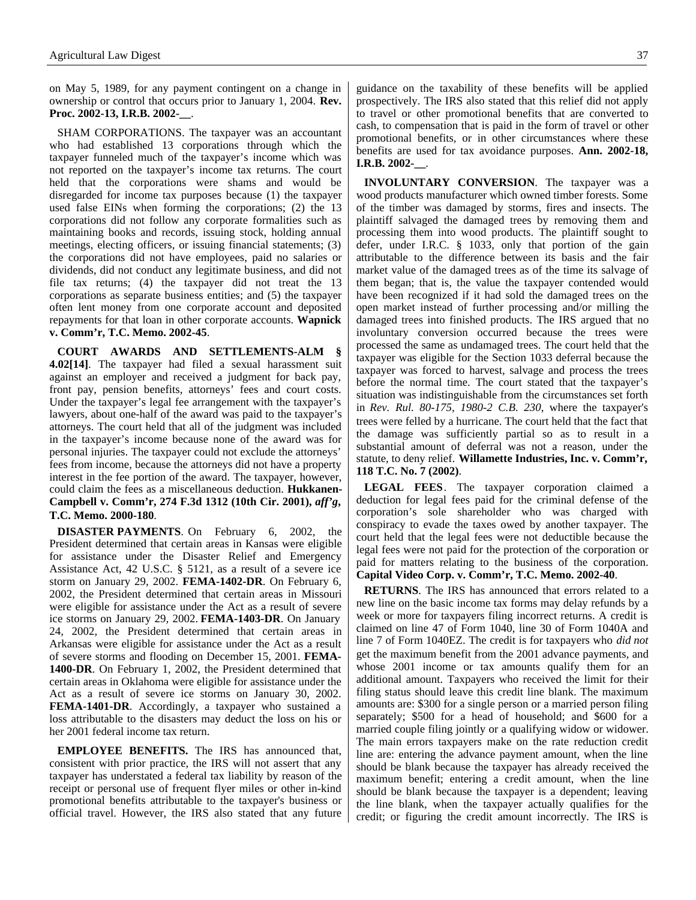on May 5, 1989, for any payment contingent on a change in ownership or control that occurs prior to January 1, 2004. **Rev. Proc. 2002-13, I.R.B. 2002-__**.

SHAM CORPORATIONS. The taxpayer was an accountant who had established 13 corporations through which the taxpayer funneled much of the taxpayer's income which was not reported on the taxpayer's income tax returns. The court held that the corporations were shams and would be disregarded for income tax purposes because (1) the taxpayer used false EINs when forming the corporations; (2) the 13 corporations did not follow any corporate formalities such as maintaining books and records, issuing stock, holding annual meetings, electing officers, or issuing financial statements; (3) the corporations did not have employees, paid no salaries or dividends, did not conduct any legitimate business, and did not file tax returns; (4) the taxpayer did not treat the 13 corporations as separate business entities; and (5) the taxpayer often lent money from one corporate account and deposited repayments for that loan in other corporate accounts. **Wapnick v. Comm'r, T.C. Memo. 2002-45**.

**COURT AWARDS AND SETTLEMENTS-ALM § 4.02[14]**. The taxpayer had filed a sexual harassment suit against an employer and received a judgment for back pay, front pay, pension benefits, attorneys' fees and court costs. Under the taxpayer's legal fee arrangement with the taxpayer's lawyers, about one-half of the award was paid to the taxpayer's attorneys. The court held that all of the judgment was included in the taxpayer's income because none of the award was for personal injuries. The taxpayer could not exclude the attorneys' fees from income, because the attorneys did not have a property interest in the fee portion of the award. The taxpayer, however, could claim the fees as a miscellaneous deduction. **Hukkanen-Campbell v. Comm'r, 274 F.3d 1312 (10th Cir. 2001), *aff'g*, T.C. Memo. 2000-180**.

**DISASTER PAYMENTS**. On February 6, 2002, the President determined that certain areas in Kansas were eligible for assistance under the Disaster Relief and Emergency Assistance Act, 42 U.S.C. § 5121, as a result of a severe ice storm on January 29, 2002. **FEMA-1402-DR**. On February 6, 2002, the President determined that certain areas in Missouri were eligible for assistance under the Act as a result of severe ice storms on January 29, 2002. **FEMA-1403-DR**. On January 24, 2002, the President determined that certain areas in Arkansas were eligible for assistance under the Act as a result of severe storms and flooding on December 15, 2001. **FEMA-1400-DR**. On February 1, 2002, the President determined that certain areas in Oklahoma were eligible for assistance under the Act as a result of severe ice storms on January 30, 2002. **FEMA-1401-DR**. Accordingly, a taxpayer who sustained a loss attributable to the disasters may deduct the loss on his or her 2001 federal income tax return.

**EMPLOYEE BENEFITS.** The IRS has announced that, consistent with prior practice, the IRS will not assert that any taxpayer has understated a federal tax liability by reason of the receipt or personal use of frequent flyer miles or other in-kind promotional benefits attributable to the taxpayer's business or official travel. However, the IRS also stated that any future guidance on the taxability of these benefits will be applied prospectively. The IRS also stated that this relief did not apply to travel or other promotional benefits that are converted to cash, to compensation that is paid in the form of travel or other promotional benefits, or in other circumstances where these benefits are used for tax avoidance purposes. **Ann. 2002-18, I.R.B. 2002-__**.

**INVOLUNTARY CONVERSION**. The taxpayer was a wood products manufacturer which owned timber forests. Some of the timber was damaged by storms, fires and insects. The plaintiff salvaged the damaged trees by removing them and processing them into wood products. The plaintiff sought to defer, under I.R.C. § 1033, only that portion of the gain attributable to the difference between its basis and the fair market value of the damaged trees as of the time its salvage of them began; that is, the value the taxpayer contended would have been recognized if it had sold the damaged trees on the open market instead of further processing and/or milling the damaged trees into finished products. The IRS argued that no involuntary conversion occurred because the trees were processed the same as undamaged trees. The court held that the taxpayer was eligible for the Section 1033 deferral because the taxpayer was forced to harvest, salvage and process the trees before the normal time. The court stated that the taxpayer's situation was indistinguishable from the circumstances set forth in *Rev. Rul. 80-175, 1980-2 C.B. 230*, where the taxpayer's trees were felled by a hurricane. The court held that the fact that the damage was sufficiently partial so as to result in a substantial amount of deferral was not a reason, under the statute, to deny relief. **Willamette Industries, Inc. v. Comm'r, 118 T.C. No. 7 (2002)**.

**LEGAL FEES**. The taxpayer corporation claimed a deduction for legal fees paid for the criminal defense of the corporation's sole shareholder who was charged with conspiracy to evade the taxes owed by another taxpayer. The court held that the legal fees were not deductible because the legal fees were not paid for the protection of the corporation or paid for matters relating to the business of the corporation. **Capital Video Corp. v. Comm'r, T.C. Memo. 2002-40**.

**RETURNS**. The IRS has announced that errors related to a new line on the basic income tax forms may delay refunds by a week or more for taxpayers filing incorrect returns. A credit is claimed on line 47 of Form 1040, line 30 of Form 1040A and line 7 of Form 1040EZ. The credit is for taxpayers who *did not* get the maximum benefit from the 2001 advance payments, and whose 2001 income or tax amounts qualify them for an additional amount. Taxpayers who received the limit for their filing status should leave this credit line blank. The maximum amounts are: $300 for a single person or a married person filing separately; $500 for a head of household; and $600 for a married couple filing jointly or a qualifying widow or widower. The main errors taxpayers make on the rate reduction credit line are: entering the advance payment amount, when the line should be blank because the taxpayer has already received the maximum benefit; entering a credit amount, when the line should be blank because the taxpayer is a dependent; leaving the line blank, when the taxpayer actually qualifies for the credit; or figuring the credit amount incorrectly. The IRS is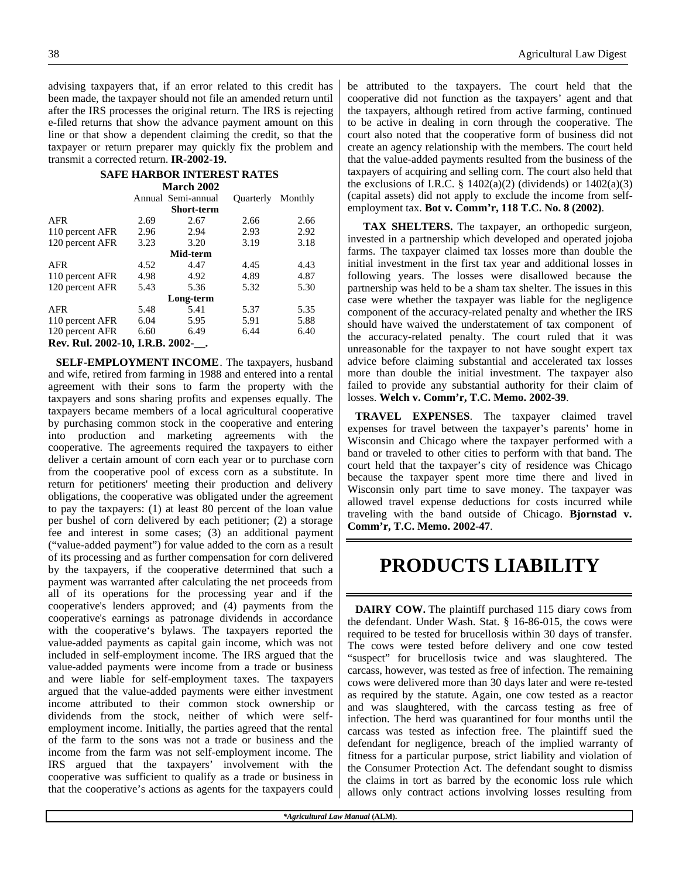advising taxpayers that, if an error related to this credit has been made, the taxpayer should not file an amended return until after the IRS processes the original return. The IRS is rejecting e-filed returns that show the advance payment amount on this line or that show a dependent claiming the credit, so that the taxpayer or return preparer may quickly fix the problem and transmit a corrected return. **IR-2002-19.**

**SAFE HARBOR INTEREST RATES**
**March 2002**

| | Annual | Semi-annual | Quarterly | Monthly |
|---|---|---|---|---|
| | | **Short-term** | | |
| AFR | 2.69 | 2.67 | 2.66 | 2.66 |
| 110 percent AFR | 2.96 | 2.94 | 2.93 | 2.92 |
| 120 percent AFR | 3.23 | 3.20 | 3.19 | 3.18 |
| | | **Mid-term** | | |
| AFR | 4.52 | 4.47 | 4.45 | 4.43 |
| 110 percent AFR | 4.98 | 4.92 | 4.89 | 4.87 |
| 120 percent AFR | 5.43 | 5.36 | 5.32 | 5.30 |
| | | **Long-term** | | |
| AFR | 5.48 | 5.41 | 5.37 | 5.35 |
| 110 percent AFR | 6.04 | 5.95 | 5.91 | 5.88 |
| 120 percent AFR | 6.60 | 6.49 | 6.44 | 6.40 |

**Rev. Rul. 2002-10, I.R.B. 2002-__.**

**SELF-EMPLOYMENT INCOME**. The taxpayers, husband and wife, retired from farming in 1988 and entered into a rental agreement with their sons to farm the property with the taxpayers and sons sharing profits and expenses equally. The taxpayers became members of a local agricultural cooperative by purchasing common stock in the cooperative and entering into production and marketing agreements with the cooperative. The agreements required the taxpayers to either deliver a certain amount of corn each year or to purchase corn from the cooperative pool of excess corn as a substitute. In return for petitioners' meeting their production and delivery obligations, the cooperative was obligated under the agreement to pay the taxpayers: (1) at least 80 percent of the loan value per bushel of corn delivered by each petitioner; (2) a storage fee and interest in some cases; (3) an additional payment ("value-added payment") for value added to the corn as a result of its processing and as further compensation for corn delivered by the taxpayers, if the cooperative determined that such a payment was warranted after calculating the net proceeds from all of its operations for the processing year and if the cooperative's lenders approved; and (4) payments from the cooperative's earnings as patronage dividends in accordance with the cooperative's bylaws. The taxpayers reported the value-added payments as capital gain income, which was not included in self-employment income. The IRS argued that the value-added payments were income from a trade or business and were liable for self-employment taxes. The taxpayers argued that the value-added payments were either investment income attributed to their common stock ownership or dividends from the stock, neither of which were self-employment income. Initially, the parties agreed that the rental of the farm to the sons was not a trade or business and the income from the farm was not self-employment income. The IRS argued that the taxpayers' involvement with the cooperative was sufficient to qualify as a trade or business in that the cooperative's actions as agents for the taxpayers could be attributed to the taxpayers. The court held that the cooperative did not function as the taxpayers' agent and that the taxpayers, although retired from active farming, continued to be active in dealing in corn through the cooperative. The court also noted that the cooperative form of business did not create an agency relationship with the members. The court held that the value-added payments resulted from the business of the taxpayers of acquiring and selling corn. The court also held that the exclusions of I.R.C. § 1402(a)(2) (dividends) or 1402(a)(3) (capital assets) did not apply to exclude the income from self-employment tax. **Bot v. Comm'r, 118 T.C. No. 8 (2002)**.

**TAX SHELTERS.** The taxpayer, an orthopedic surgeon, invested in a partnership which developed and operated jojoba farms. The taxpayer claimed tax losses more than double the initial investment in the first tax year and additional losses in following years. The losses were disallowed because the partnership was held to be a sham tax shelter. The issues in this case were whether the taxpayer was liable for the negligence component of the accuracy-related penalty and whether the IRS should have waived the understatement of tax component of the accuracy-related penalty. The court ruled that it was unreasonable for the taxpayer to not have sought expert tax advice before claiming substantial and accelerated tax losses more than double the initial investment. The taxpayer also failed to provide any substantial authority for their claim of losses. **Welch v. Comm'r, T.C. Memo. 2002-39**.

**TRAVEL EXPENSES**. The taxpayer claimed travel expenses for travel between the taxpayer's parents' home in Wisconsin and Chicago where the taxpayer performed with a band or traveled to other cities to perform with that band. The court held that the taxpayer's city of residence was Chicago because the taxpayer spent more time there and lived in Wisconsin only part time to save money. The taxpayer was allowed travel expense deductions for costs incurred while traveling with the band outside of Chicago. **Bjornstad v. Comm'r, T.C. Memo. 2002-47**.

# PRODUCTS LIABILITY

**DAIRY COW.** The plaintiff purchased 115 diary cows from the defendant. Under Wash. Stat. § 16-86-015, the cows were required to be tested for brucellosis within 30 days of transfer. The cows were tested before delivery and one cow tested "suspect" for brucellosis twice and was slaughtered. The carcass, however, was tested as free of infection. The remaining cows were delivered more than 30 days later and were re-tested as required by the statute. Again, one cow tested as a reactor and was slaughtered, with the carcass testing as free of infection. The herd was quarantined for four months until the carcass was tested as infection free. The plaintiff sued the defendant for negligence, breach of the implied warranty of fitness for a particular purpose, strict liability and violation of the Consumer Protection Act. The defendant sought to dismiss the claims in tort as barred by the economic loss rule which allows only contract actions involving losses resulting from

*\*Agricultural Law Manual (ALM).*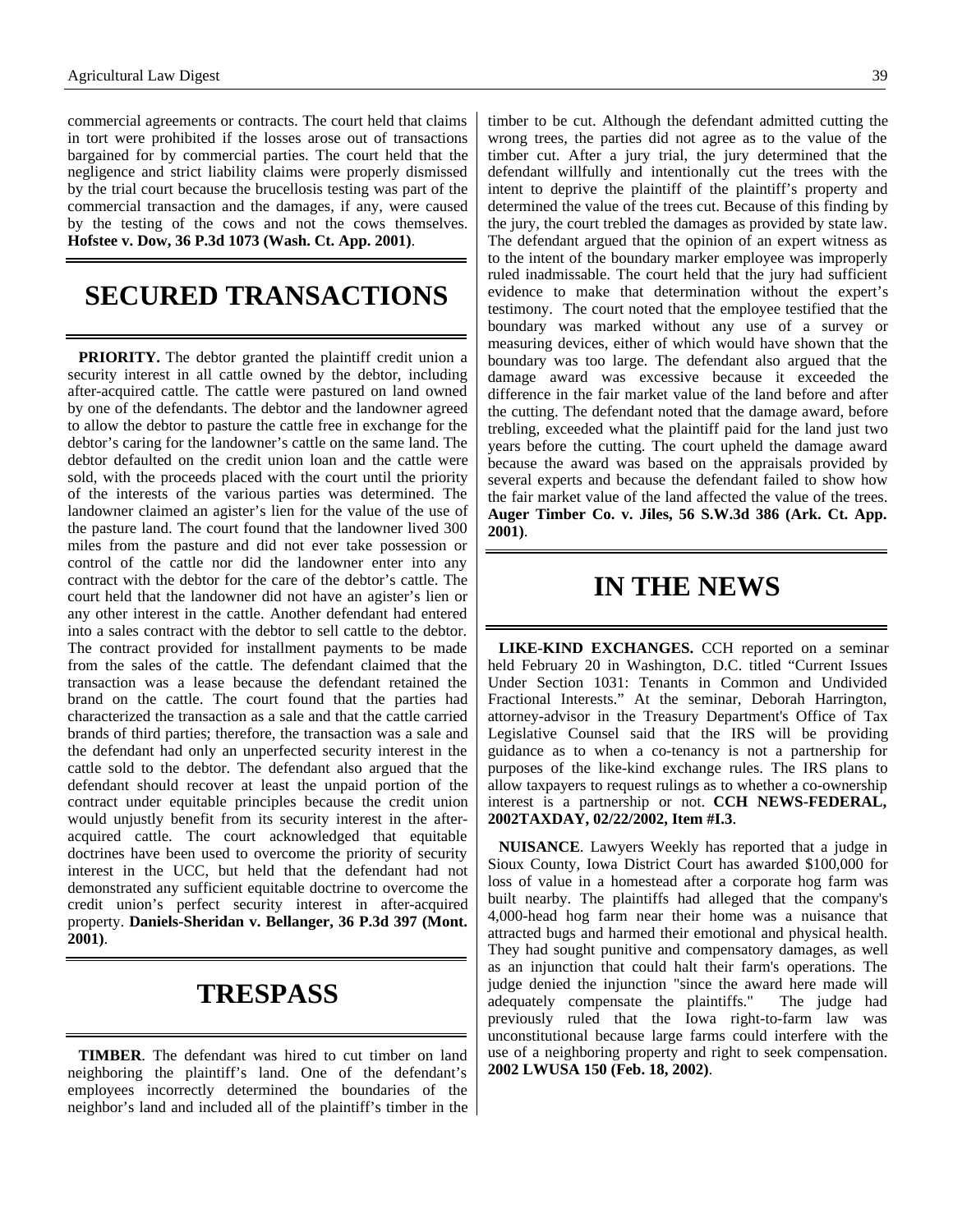commercial agreements or contracts. The court held that claims in tort were prohibited if the losses arose out of transactions bargained for by commercial parties. The court held that the negligence and strict liability claims were properly dismissed by the trial court because the brucellosis testing was part of the commercial transaction and the damages, if any, were caused by the testing of the cows and not the cows themselves. **Hofstee v. Dow, 36 P.3d 1073 (Wash. Ct. App. 2001)**.

# SECURED TRANSACTIONS

**PRIORITY.** The debtor granted the plaintiff credit union a security interest in all cattle owned by the debtor, including after-acquired cattle. The cattle were pastured on land owned by one of the defendants. The debtor and the landowner agreed to allow the debtor to pasture the cattle free in exchange for the debtor's caring for the landowner's cattle on the same land. The debtor defaulted on the credit union loan and the cattle were sold, with the proceeds placed with the court until the priority of the interests of the various parties was determined. The landowner claimed an agister's lien for the value of the use of the pasture land. The court found that the landowner lived 300 miles from the pasture and did not ever take possession or control of the cattle nor did the landowner enter into any contract with the debtor for the care of the debtor's cattle. The court held that the landowner did not have an agister's lien or any other interest in the cattle. Another defendant had entered into a sales contract with the debtor to sell cattle to the debtor. The contract provided for installment payments to be made from the sales of the cattle. The defendant claimed that the transaction was a lease because the defendant retained the brand on the cattle. The court found that the parties had characterized the transaction as a sale and that the cattle carried brands of third parties; therefore, the transaction was a sale and the defendant had only an unperfected security interest in the cattle sold to the debtor. The defendant also argued that the defendant should recover at least the unpaid portion of the contract under equitable principles because the credit union would unjustly benefit from its security interest in the after-acquired cattle. The court acknowledged that equitable doctrines have been used to overcome the priority of security interest in the UCC, but held that the defendant had not demonstrated any sufficient equitable doctrine to overcome the credit union's perfect security interest in after-acquired property. **Daniels-Sheridan v. Bellanger, 36 P.3d 397 (Mont. 2001)**.

# TRESPASS

**TIMBER**. The defendant was hired to cut timber on land neighboring the plaintiff's land. One of the defendant's employees incorrectly determined the boundaries of the neighbor's land and included all of the plaintiff's timber in the timber to be cut. Although the defendant admitted cutting the wrong trees, the parties did not agree as to the value of the timber cut. After a jury trial, the jury determined that the defendant willfully and intentionally cut the trees with the intent to deprive the plaintiff of the plaintiff's property and determined the value of the trees cut. Because of this finding by the jury, the court trebled the damages as provided by state law. The defendant argued that the opinion of an expert witness as to the intent of the boundary marker employee was improperly ruled inadmissable. The court held that the jury had sufficient evidence to make that determination without the expert's testimony. The court noted that the employee testified that the boundary was marked without any use of a survey or measuring devices, either of which would have shown that the boundary was too large. The defendant also argued that the damage award was excessive because it exceeded the difference in the fair market value of the land before and after the cutting. The defendant noted that the damage award, before trebling, exceeded what the plaintiff paid for the land just two years before the cutting. The court upheld the damage award because the award was based on the appraisals provided by several experts and because the defendant failed to show how the fair market value of the land affected the value of the trees. **Auger Timber Co. v. Jiles, 56 S.W.3d 386 (Ark. Ct. App. 2001)**.

# IN THE NEWS

**LIKE-KIND EXCHANGES.** CCH reported on a seminar held February 20 in Washington, D.C. titled "Current Issues Under Section 1031: Tenants in Common and Undivided Fractional Interests." At the seminar, Deborah Harrington, attorney-advisor in the Treasury Department's Office of Tax Legislative Counsel said that the IRS will be providing guidance as to when a co-tenancy is not a partnership for purposes of the like-kind exchange rules. The IRS plans to allow taxpayers to request rulings as to whether a co-ownership interest is a partnership or not. **CCH NEWS-FEDERAL, 2002TAXDAY, 02/22/2002, Item #I.3**.

**NUISANCE**. Lawyers Weekly has reported that a judge in Sioux County, Iowa District Court has awarded $100,000 for loss of value in a homestead after a corporate hog farm was built nearby. The plaintiffs had alleged that the company's 4,000-head hog farm near their home was a nuisance that attracted bugs and harmed their emotional and physical health. They had sought punitive and compensatory damages, as well as an injunction that could halt their farm's operations. The judge denied the injunction "since the award here made will adequately compensate the plaintiffs." The judge had previously ruled that the Iowa right-to-farm law was unconstitutional because large farms could interfere with the use of a neighboring property and right to seek compensation. **2002 LWUSA 150 (Feb. 18, 2002)**.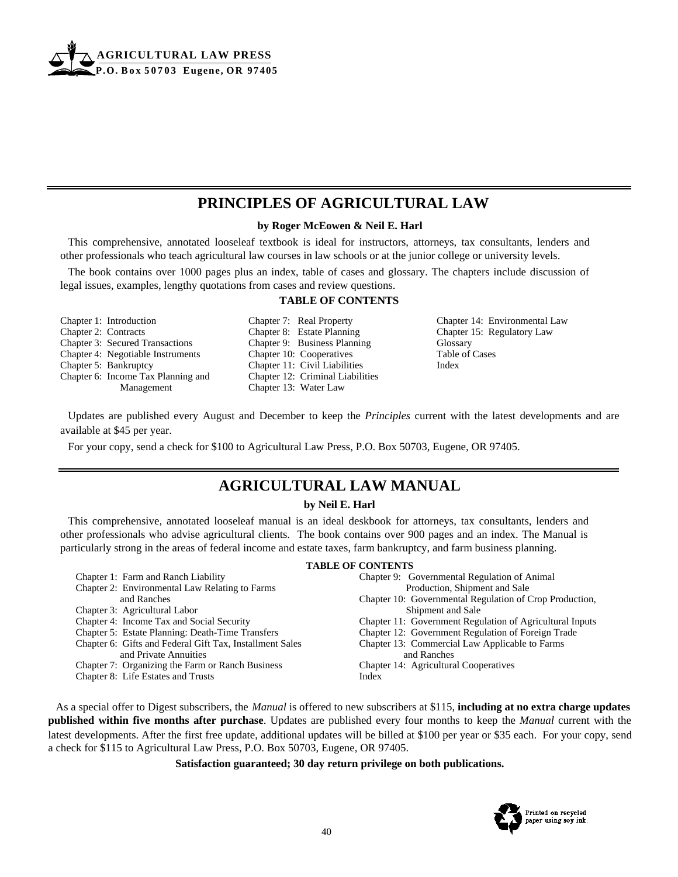**AGRICULTURAL LAW PRESS**
**P.O. Box 50703 Eugene, OR 97405**

# PRINCIPLES OF AGRICULTURAL LAW

**by Roger McEowen & Neil E. Harl**

This comprehensive, annotated looseleaf textbook is ideal for instructors, attorneys, tax consultants, lenders and other professionals who teach agricultural law courses in law schools or at the junior college or university levels.

The book contains over 1000 pages plus an index, table of cases and glossary. The chapters include discussion of legal issues, examples, lengthy quotations from cases and review questions.

**TABLE OF CONTENTS**

Chapter 1: Introduction
Chapter 2: Contracts
Chapter 3: Secured Transactions
Chapter 4: Negotiable Instruments
Chapter 5: Bankruptcy
Chapter 6: Income Tax Planning and Management
Chapter 7: Real Property
Chapter 8: Estate Planning
Chapter 9: Business Planning
Chapter 10: Cooperatives
Chapter 11: Civil Liabilities
Chapter 12: Criminal Liabilities
Chapter 13: Water Law
Chapter 14: Environmental Law
Chapter 15: Regulatory Law
Glossary
Table of Cases
Index

Updates are published every August and December to keep the *Principles* current with the latest developments and are available at $45 per year.

For your copy, send a check for $100 to Agricultural Law Press, P.O. Box 50703, Eugene, OR 97405.

# AGRICULTURAL LAW MANUAL

**by Neil E. Harl**

This comprehensive, annotated looseleaf manual is an ideal deskbook for attorneys, tax consultants, lenders and other professionals who advise agricultural clients. The book contains over 900 pages and an index. The Manual is particularly strong in the areas of federal income and estate taxes, farm bankruptcy, and farm business planning.

**TABLE OF CONTENTS**

Chapter 1: Farm and Ranch Liability
Chapter 2: Environmental Law Relating to Farms and Ranches
Chapter 3: Agricultural Labor
Chapter 4: Income Tax and Social Security
Chapter 5: Estate Planning: Death-Time Transfers
Chapter 6: Gifts and Federal Gift Tax, Installment Sales and Private Annuities
Chapter 7: Organizing the Farm or Ranch Business
Chapter 8: Life Estates and Trusts
Chapter 9: Governmental Regulation of Animal Production, Shipment and Sale
Chapter 10: Governmental Regulation of Crop Production, Shipment and Sale
Chapter 11: Government Regulation of Agricultural Inputs
Chapter 12: Government Regulation of Foreign Trade
Chapter 13: Commercial Law Applicable to Farms and Ranches
Chapter 14: Agricultural Cooperatives
Index

As a special offer to Digest subscribers, the *Manual* is offered to new subscribers at $115, **including at no extra charge updates published within five months after purchase**. Updates are published every four months to keep the *Manual* current with the latest developments. After the first free update, additional updates will be billed at $100 per year or $35 each. For your copy, send a check for $115 to Agricultural Law Press, P.O. Box 50703, Eugene, OR 97405.

**Satisfaction guaranteed; 30 day return privilege on both publications.**

Printed on recycled paper using soy ink.